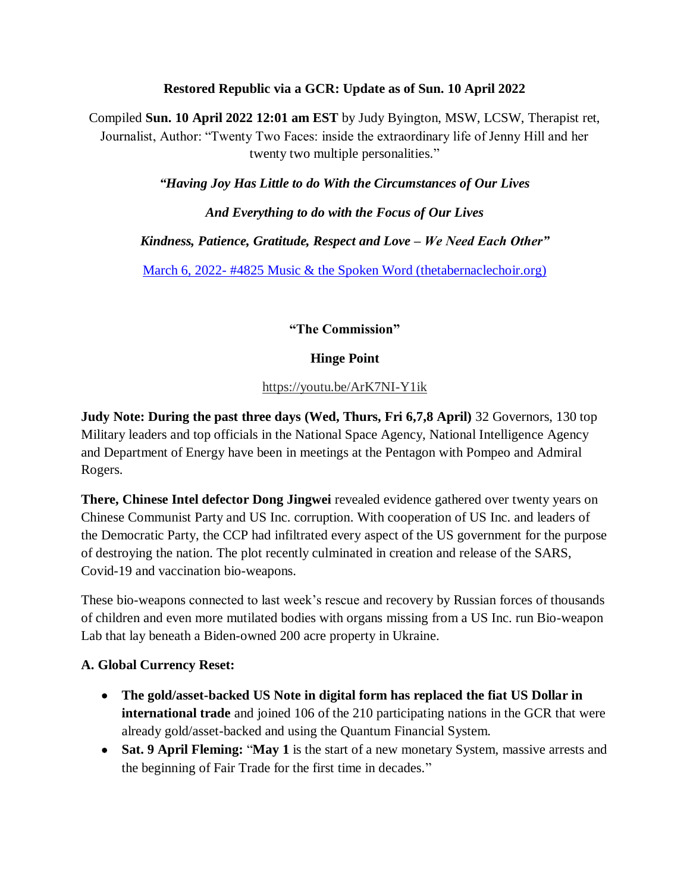**Restored Republic via a GCR: Update as of Sun. 10 April 2022**

Compiled **Sun. 10 April 2022 12:01 am EST** by Judy Byington, MSW, LCSW, Therapist ret, Journalist, Author: "Twenty Two Faces: inside the extraordinary life of Jenny Hill and her twenty two multiple personalities."

***"Having Joy Has Little to do With the Circumstances of Our Lives***

***And Everything to do with the Focus of Our Lives***

***Kindness, Patience, Gratitude, Respect and Love – We Need Each Other"***

[March 6, 2022- #4825 Music & the Spoken Word (thetabernaclechoir.org)](https://www.thetabernaclechoir.org)

**"The Commission"**

**Hinge Point**

https://youtu.be/ArK7NI-Y1ik

**Judy Note: During the past three days (Wed, Thurs, Fri 6,7,8 April)** 32 Governors, 130 top Military leaders and top officials in the National Space Agency, National Intelligence Agency and Department of Energy have been in meetings at the Pentagon with Pompeo and Admiral Rogers.

**There, Chinese Intel defector Dong Jingwei** revealed evidence gathered over twenty years on Chinese Communist Party and US Inc. corruption. With cooperation of US Inc. and leaders of the Democratic Party, the CCP had infiltrated every aspect of the US government for the purpose of destroying the nation. The plot recently culminated in creation and release of the SARS, Covid-19 and vaccination bio-weapons.

These bio-weapons connected to last week's rescue and recovery by Russian forces of thousands of children and even more mutilated bodies with organs missing from a US Inc. run Bio-weapon Lab that lay beneath a Biden-owned 200 acre property in Ukraine.

**A. Global Currency Reset:**

- **The gold/asset-backed US Note in digital form has replaced the fiat US Dollar in international trade** and joined 106 of the 210 participating nations in the GCR that were already gold/asset-backed and using the Quantum Financial System.
- **Sat. 9 April Fleming:** "**May 1** is the start of a new monetary System, massive arrests and the beginning of Fair Trade for the first time in decades."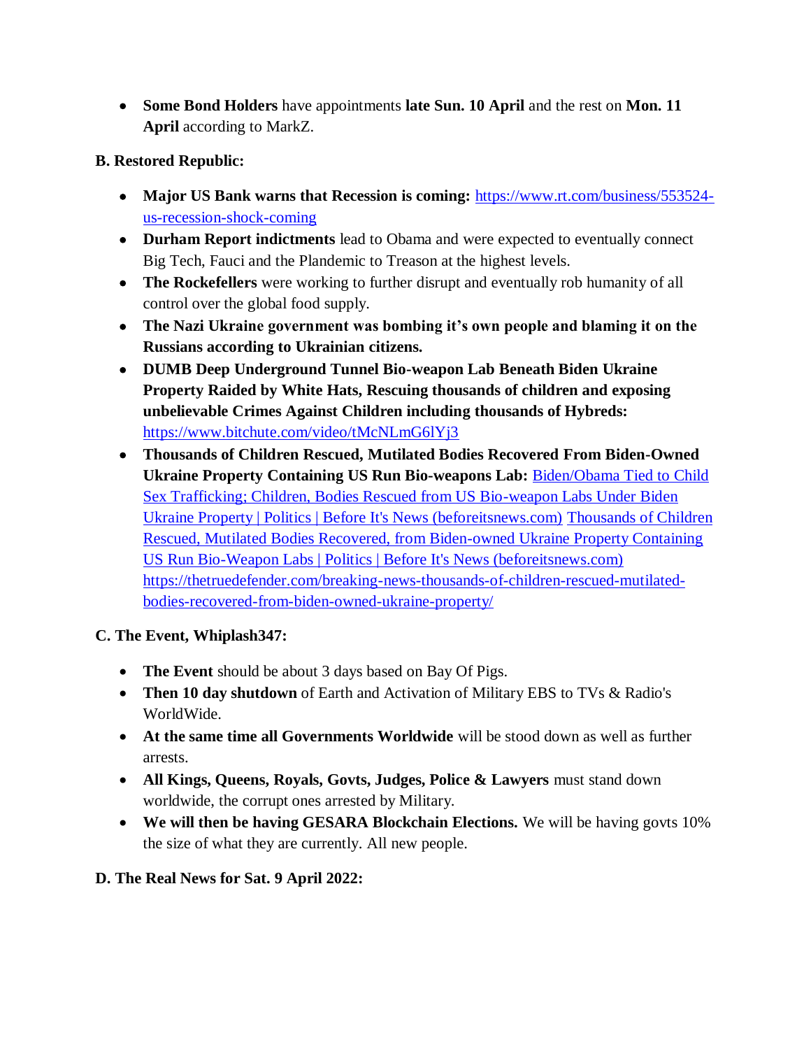- **Some Bond Holders** have appointments **late Sun. 10 April** and the rest on **Mon. 11 April** according to MarkZ.

**B. Restored Republic:**

- **Major US Bank warns that Recession is coming:** [https://www.rt.com/business/553524-us-recession-shock-coming](https://www.rt.com/business/553524-us-recession-shock-coming)
- **Durham Report indictments** lead to Obama and were expected to eventually connect Big Tech, Fauci and the Plandemic to Treason at the highest levels.
- **The Rockefellers** were working to further disrupt and eventually rob humanity of all control over the global food supply.
- **The Nazi Ukraine government was bombing it's own people and blaming it on the Russians according to Ukrainian citizens.**
- **DUMB Deep Underground Tunnel Bio-weapon Lab Beneath Biden Ukraine Property Raided by White Hats, Rescuing thousands of children and exposing unbelievable Crimes Against Children including thousands of Hybreds:** [https://www.bitchute.com/video/tMcNLmG6lYj3](https://www.bitchute.com/video/tMcNLmG6lYj3)
- **Thousands of Children Rescued, Mutilated Bodies Recovered From Biden-Owned Ukraine Property Containing US Run Bio-weapons Lab:** Biden/Obama Tied to Child Sex Trafficking; Children, Bodies Rescued from US Bio-weapon Labs Under Biden Ukraine Property | Politics | Before It's News (beforeitsnews.com) Thousands of Children Rescued, Mutilated Bodies Recovered, from Biden-owned Ukraine Property Containing US Run Bio-Weapon Labs | Politics | Before It's News (beforeitsnews.com) [https://thetruedefender.com/breaking-news-thousands-of-children-rescued-mutilated-bodies-recovered-from-biden-owned-ukraine-property/](https://thetruedefender.com/breaking-news-thousands-of-children-rescued-mutilated-bodies-recovered-from-biden-owned-ukraine-property/)

**C. The Event, Whiplash347:**

- **The Event** should be about 3 days based on Bay Of Pigs.
- **Then 10 day shutdown** of Earth and Activation of Military EBS to TVs & Radio's WorldWide.
- **At the same time all Governments Worldwide** will be stood down as well as further arrests.
- **All Kings, Queens, Royals, Govts, Judges, Police & Lawyers** must stand down worldwide, the corrupt ones arrested by Military.
- **We will then be having GESARA Blockchain Elections.** We will be having govts 10% the size of what they are currently. All new people.

**D. The Real News for Sat. 9 April 2022:**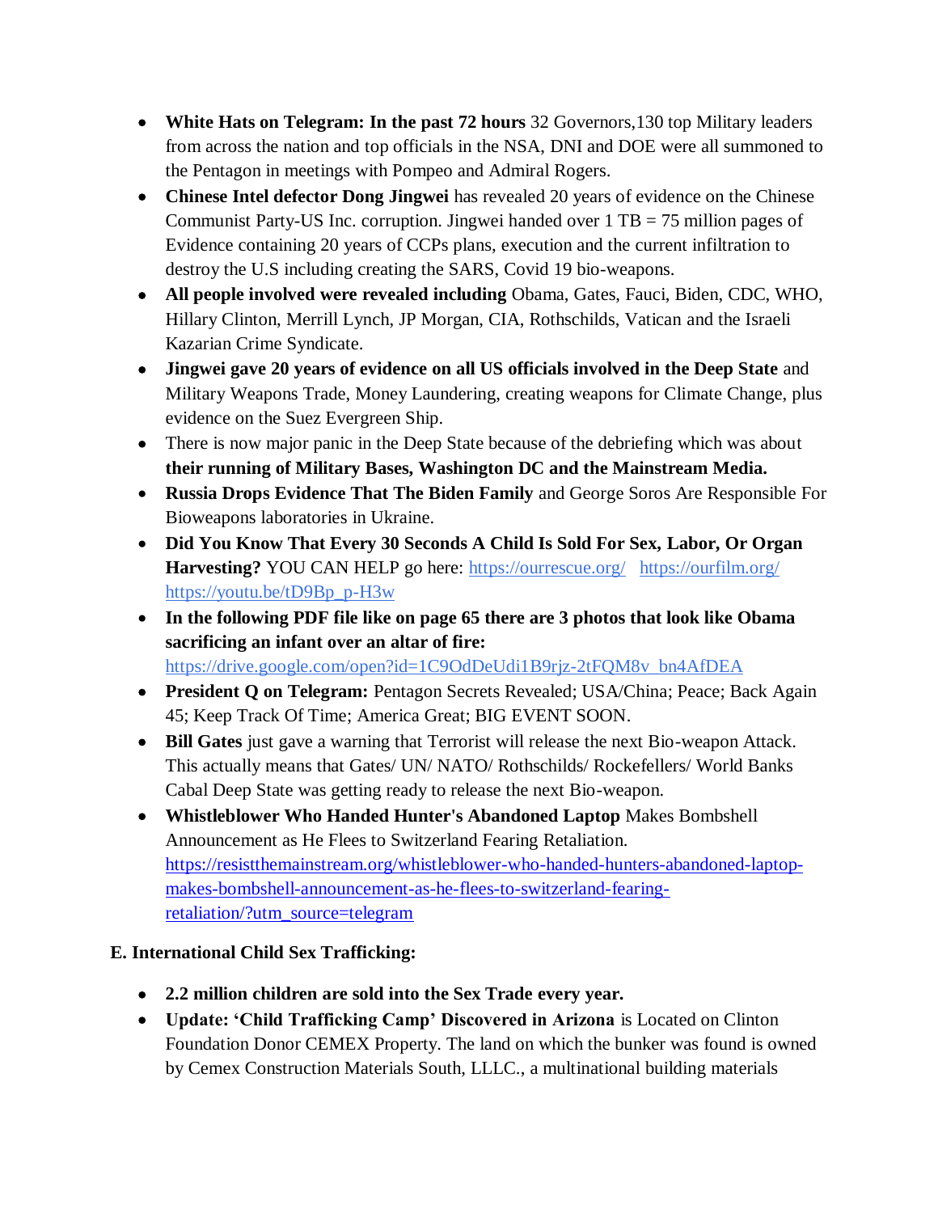- **White Hats on Telegram: In the past 72 hours** 32 Governors,130 top Military leaders from across the nation and top officials in the NSA, DNI and DOE were all summoned to the Pentagon in meetings with Pompeo and Admiral Rogers.
- **Chinese Intel defector Dong Jingwei** has revealed 20 years of evidence on the Chinese Communist Party-US Inc. corruption. Jingwei handed over 1 TB = 75 million pages of Evidence containing 20 years of CCPs plans, execution and the current infiltration to destroy the U.S including creating the SARS, Covid 19 bio-weapons.
- **All people involved were revealed including** Obama, Gates, Fauci, Biden, CDC, WHO, Hillary Clinton, Merrill Lynch, JP Morgan, CIA, Rothschilds, Vatican and the Israeli Kazarian Crime Syndicate.
- **Jingwei gave 20 years of evidence on all US officials involved in the Deep State** and Military Weapons Trade, Money Laundering, creating weapons for Climate Change, plus evidence on the Suez Evergreen Ship.
- There is now major panic in the Deep State because of the debriefing which was about **their running of Military Bases, Washington DC and the Mainstream Media.**
- **Russia Drops Evidence That The Biden Family** and George Soros Are Responsible For Bioweapons laboratories in Ukraine.
- **Did You Know That Every 30 Seconds A Child Is Sold For Sex, Labor, Or Organ Harvesting?** YOU CAN HELP go here: https://ourrescue.org/ https://ourfilm.org/ https://youtu.be/tD9Bp_p-H3w
- **In the following PDF file like on page 65 there are 3 photos that look like Obama sacrificing an infant over an altar of fire:** https://drive.google.com/open?id=1C9OdDeUdi1B9rjz-2tFQM8v_bn4AfDEA
- **President Q on Telegram:** Pentagon Secrets Revealed; USA/China; Peace; Back Again 45; Keep Track Of Time; America Great; BIG EVENT SOON.
- **Bill Gates** just gave a warning that Terrorist will release the next Bio-weapon Attack. This actually means that Gates/ UN/ NATO/ Rothschilds/ Rockefellers/ World Banks Cabal Deep State was getting ready to release the next Bio-weapon.
- **Whistleblower Who Handed Hunter's Abandoned Laptop** Makes Bombshell Announcement as He Flees to Switzerland Fearing Retaliation. https://resistthemainstream.org/whistleblower-who-handed-hunters-abandoned-laptop-makes-bombshell-announcement-as-he-flees-to-switzerland-fearing-retaliation/?utm_source=telegram

**E. International Child Sex Trafficking:**

- **2.2 million children are sold into the Sex Trade every year.**
- **Update: 'Child Trafficking Camp' Discovered in Arizona** is Located on Clinton Foundation Donor CEMEX Property. The land on which the bunker was found is owned by Cemex Construction Materials South, LLLC., a multinational building materials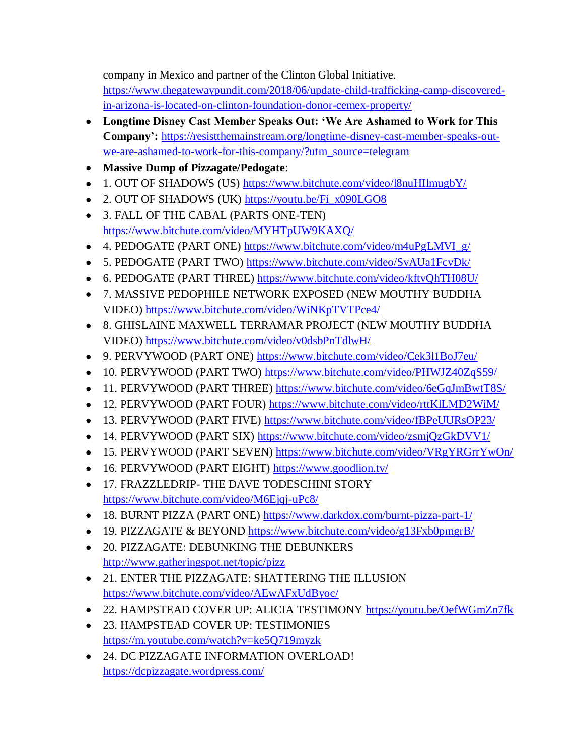company in Mexico and partner of the Clinton Global Initiative. https://www.thegatewaypundit.com/2018/06/update-child-trafficking-camp-discovered-in-arizona-is-located-on-clinton-foundation-donor-cemex-property/

- **Longtime Disney Cast Member Speaks Out: 'We Are Ashamed to Work for This Company':** https://resistthemainstream.org/longtime-disney-cast-member-speaks-out-we-are-ashamed-to-work-for-this-company/?utm_source=telegram
- **Massive Dump of Pizzagate/Pedogate**:
- 1. OUT OF SHADOWS (US) https://www.bitchute.com/video/l8nuHIlmugbY/
- 2. OUT OF SHADOWS (UK) https://youtu.be/Fi_x090LGO8
- 3. FALL OF THE CABAL (PARTS ONE-TEN) https://www.bitchute.com/video/MYHTpUW9KAXQ/
- 4. PEDOGATE (PART ONE) https://www.bitchute.com/video/m4uPgLMVI_g/
- 5. PEDOGATE (PART TWO) https://www.bitchute.com/video/SvAUa1FcvDk/
- 6. PEDOGATE (PART THREE) https://www.bitchute.com/video/kftvQhTH08U/
- 7. MASSIVE PEDOPHILE NETWORK EXPOSED (NEW MOUTHY BUDDHA VIDEO) https://www.bitchute.com/video/WiNKpTVTPce4/
- 8. GHISLAINE MAXWELL TERRAMAR PROJECT (NEW MOUTHY BUDDHA VIDEO) https://www.bitchute.com/video/v0dsbPnTdlwH/
- 9. PERVYWOOD (PART ONE) https://www.bitchute.com/video/Cek3l1BoJ7eu/
- 10. PERVYWOOD (PART TWO) https://www.bitchute.com/video/PHWJZ40ZqS59/
- 11. PERVYWOOD (PART THREE) https://www.bitchute.com/video/6eGqJmBwtT8S/
- 12. PERVYWOOD (PART FOUR) https://www.bitchute.com/video/rttKlLMD2WiM/
- 13. PERVYWOOD (PART FIVE) https://www.bitchute.com/video/fBPeUURsOP23/
- 14. PERVYWOOD (PART SIX) https://www.bitchute.com/video/zsmjQzGkDVV1/
- 15. PERVYWOOD (PART SEVEN) https://www.bitchute.com/video/VRgYRGrrYwOn/
- 16. PERVYWOOD (PART EIGHT) https://www.goodlion.tv/
- 17. FRAZZLEDRIP- THE DAVE TODESCHINI STORY https://www.bitchute.com/video/M6Ejqj-uPc8/
- 18. BURNT PIZZA (PART ONE) https://www.darkdox.com/burnt-pizza-part-1/
- 19. PIZZAGATE & BEYOND https://www.bitchute.com/video/g13Fxb0pmgrB/
- 20. PIZZAGATE: DEBUNKING THE DEBUNKERS http://www.gatheringspot.net/topic/pizz
- 21. ENTER THE PIZZAGATE: SHATTERING THE ILLUSION https://www.bitchute.com/video/AEwAFxUdByoc/
- 22. HAMPSTEAD COVER UP: ALICIA TESTIMONY https://youtu.be/OefWGmZn7fk
- 23. HAMPSTEAD COVER UP: TESTIMONIES https://m.youtube.com/watch?v=ke5Q719myzk
- 24. DC PIZZAGATE INFORMATION OVERLOAD! https://dcpizzagate.wordpress.com/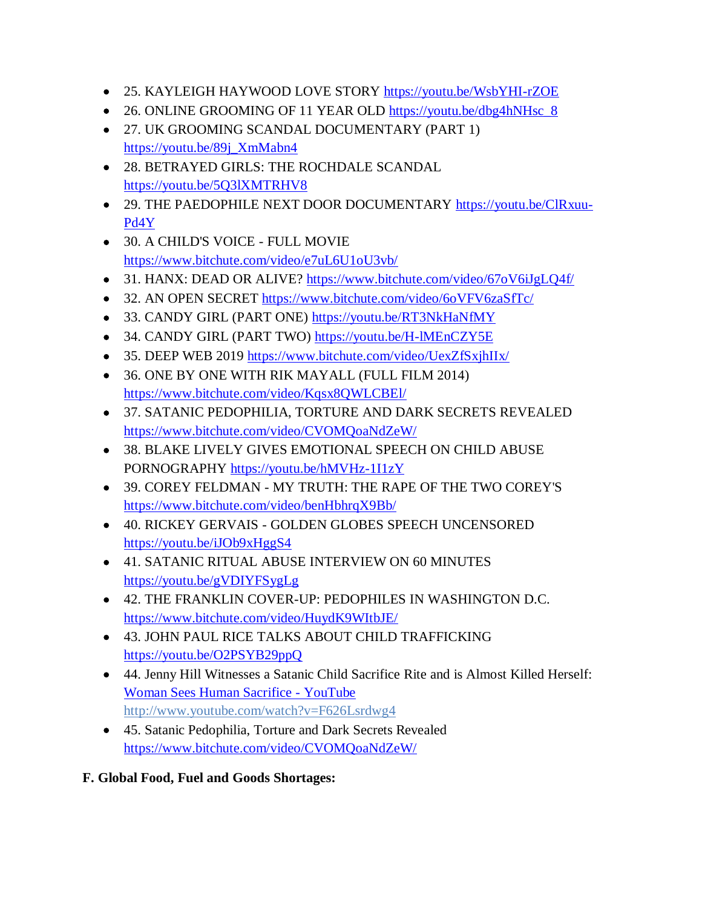- 25. KAYLEIGH HAYWOOD LOVE STORY https://youtu.be/WsbYHI-rZOE
- 26. ONLINE GROOMING OF 11 YEAR OLD https://youtu.be/dbg4hNHsc_8
- 27. UK GROOMING SCANDAL DOCUMENTARY (PART 1) https://youtu.be/89j_XmMabn4
- 28. BETRAYED GIRLS: THE ROCHDALE SCANDAL https://youtu.be/5Q3lXMTRHV8
- 29. THE PAEDOPHILE NEXT DOOR DOCUMENTARY https://youtu.be/ClRxuu-Pd4Y
- 30. A CHILD'S VOICE - FULL MOVIE https://www.bitchute.com/video/e7uL6U1oU3vb/
- 31. HANX: DEAD OR ALIVE? https://www.bitchute.com/video/67oV6iJgLQ4f/
- 32. AN OPEN SECRET https://www.bitchute.com/video/6oVFV6zaSfTc/
- 33. CANDY GIRL (PART ONE) https://youtu.be/RT3NkHaNfMY
- 34. CANDY GIRL (PART TWO) https://youtu.be/H-lMEnCZY5E
- 35. DEEP WEB 2019 https://www.bitchute.com/video/UexZfSxjhIIx/
- 36. ONE BY ONE WITH RIK MAYALL (FULL FILM 2014) https://www.bitchute.com/video/Kqsx8QWLCBEl/
- 37. SATANIC PEDOPHILIA, TORTURE AND DARK SECRETS REVEALED https://www.bitchute.com/video/CVOMQoaNdZeW/
- 38. BLAKE LIVELY GIVES EMOTIONAL SPEECH ON CHILD ABUSE PORNOGRAPHY https://youtu.be/hMVHz-1I1zY
- 39. COREY FELDMAN - MY TRUTH: THE RAPE OF THE TWO COREY'S https://www.bitchute.com/video/benHbhrqX9Bb/
- 40. RICKEY GERVAIS - GOLDEN GLOBES SPEECH UNCENSORED https://youtu.be/iJOb9xHggS4
- 41. SATANIC RITUAL ABUSE INTERVIEW ON 60 MINUTES https://youtu.be/gVDIYFSygLg
- 42. THE FRANKLIN COVER-UP: PEDOPHILES IN WASHINGTON D.C. https://www.bitchute.com/video/HuydK9WItbJE/
- 43. JOHN PAUL RICE TALKS ABOUT CHILD TRAFFICKING https://youtu.be/O2PSYB29ppQ
- 44. Jenny Hill Witnesses a Satanic Child Sacrifice Rite and is Almost Killed Herself: Woman Sees Human Sacrifice - YouTube http://www.youtube.com/watch?v=F626Lsrdwg4
- 45. Satanic Pedophilia, Torture and Dark Secrets Revealed https://www.bitchute.com/video/CVOMQoaNdZeW/

**F. Global Food, Fuel and Goods Shortages:**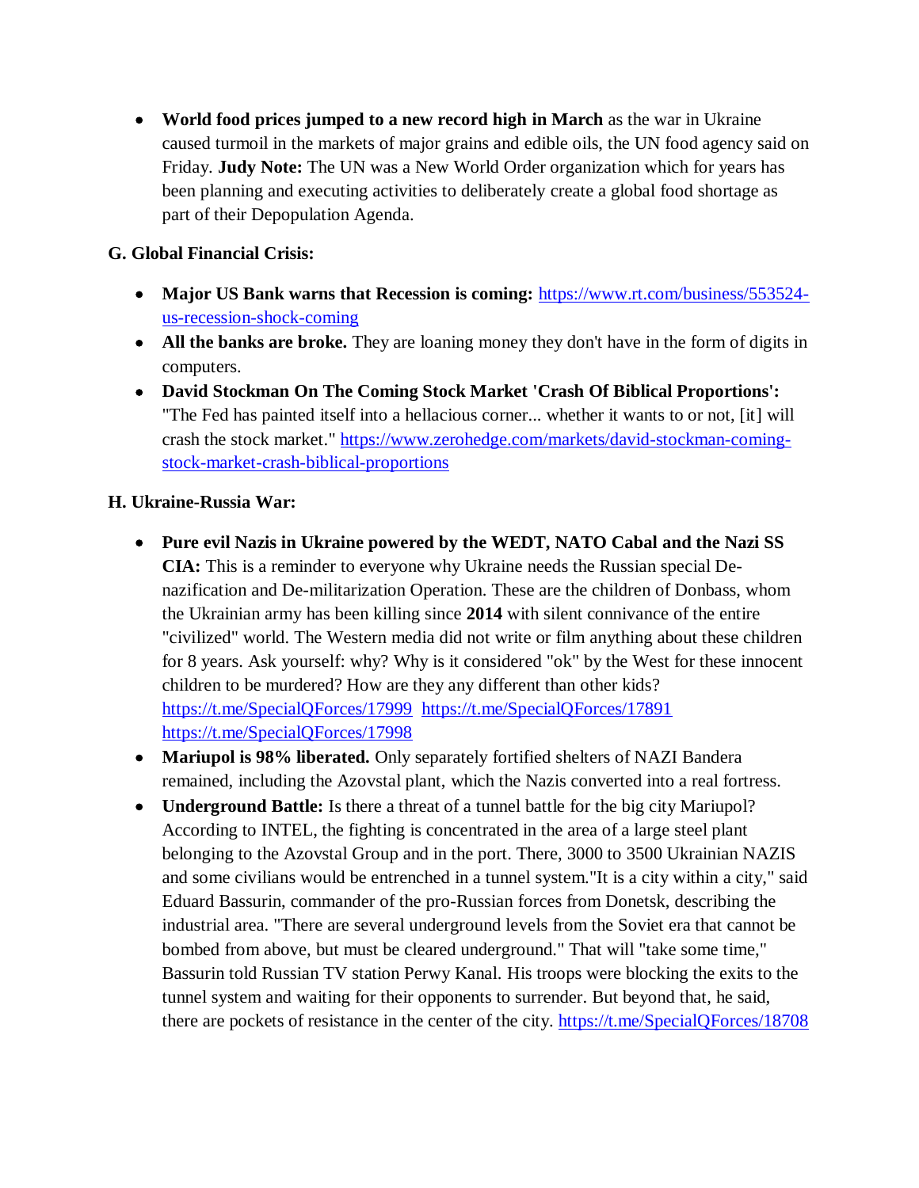- **World food prices jumped to a new record high in March** as the war in Ukraine caused turmoil in the markets of major grains and edible oils, the UN food agency said on Friday. **Judy Note:** The UN was a New World Order organization which for years has been planning and executing activities to deliberately create a global food shortage as part of their Depopulation Agenda.

**G. Global Financial Crisis:**

- **Major US Bank warns that Recession is coming:** https://www.rt.com/business/553524-us-recession-shock-coming
- **All the banks are broke.** They are loaning money they don't have in the form of digits in computers.
- **David Stockman On The Coming Stock Market 'Crash Of Biblical Proportions':** "The Fed has painted itself into a hellacious corner... whether it wants to or not, [it] will crash the stock market." https://www.zerohedge.com/markets/david-stockman-coming-stock-market-crash-biblical-proportions

**H. Ukraine-Russia War:**

- **Pure evil Nazis in Ukraine powered by the WEDT, NATO Cabal and the Nazi SS CIA:** This is a reminder to everyone why Ukraine needs the Russian special De-nazification and De-militarization Operation. These are the children of Donbass, whom the Ukrainian army has been killing since **2014** with silent connivance of the entire "civilized" world. The Western media did not write or film anything about these children for 8 years. Ask yourself: why? Why is it considered "ok" by the West for these innocent children to be murdered? How are they any different than other kids? https://t.me/SpecialQForces/17999 https://t.me/SpecialQForces/17891 https://t.me/SpecialQForces/17998
- **Mariupol is 98% liberated.** Only separately fortified shelters of NAZI Bandera remained, including the Azovstal plant, which the Nazis converted into a real fortress.
- **Underground Battle:** Is there a threat of a tunnel battle for the big city Mariupol? According to INTEL, the fighting is concentrated in the area of a large steel plant belonging to the Azovstal Group and in the port. There, 3000 to 3500 Ukrainian NAZIS and some civilians would be entrenched in a tunnel system."It is a city within a city," said Eduard Bassurin, commander of the pro-Russian forces from Donetsk, describing the industrial area. "There are several underground levels from the Soviet era that cannot be bombed from above, but must be cleared underground." That will "take some time," Bassurin told Russian TV station Perwy Kanal. His troops were blocking the exits to the tunnel system and waiting for their opponents to surrender. But beyond that, he said, there are pockets of resistance in the center of the city. https://t.me/SpecialQForces/18708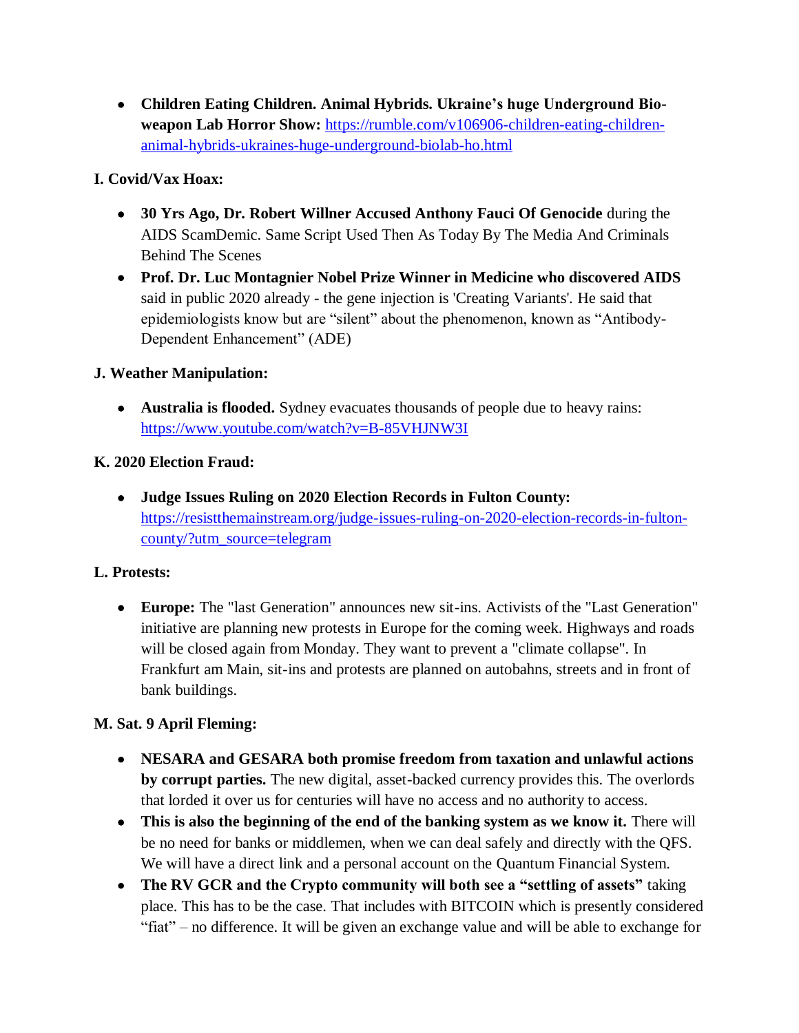- **Children Eating Children. Animal Hybrids. Ukraine's huge Underground Bio-weapon Lab Horror Show:** [https://rumble.com/v106906-children-eating-children-animal-hybrids-ukraines-huge-underground-biolab-ho.html](https://rumble.com/v106906-children-eating-children-animal-hybrids-ukraines-huge-underground-biolab-ho.html)

**I. Covid/Vax Hoax:**

- **30 Yrs Ago, Dr. Robert Willner Accused Anthony Fauci Of Genocide** during the AIDS ScamDemic. Same Script Used Then As Today By The Media And Criminals Behind The Scenes
- **Prof. Dr. Luc Montagnier Nobel Prize Winner in Medicine who discovered AIDS** said in public 2020 already - the gene injection is 'Creating Variants'. He said that epidemiologists know but are "silent" about the phenomenon, known as "Antibody-Dependent Enhancement" (ADE)

**J. Weather Manipulation:**

- **Australia is flooded.** Sydney evacuates thousands of people due to heavy rains: [https://www.youtube.com/watch?v=B-85VHJNW3I](https://www.youtube.com/watch?v=B-85VHJNW3I)

**K. 2020 Election Fraud:**

- **Judge Issues Ruling on 2020 Election Records in Fulton County:** [https://resistthemainstream.org/judge-issues-ruling-on-2020-election-records-in-fulton-county/?utm_source=telegram](https://resistthemainstream.org/judge-issues-ruling-on-2020-election-records-in-fulton-county/?utm_source=telegram)

**L. Protests:**

- **Europe:** The "last Generation" announces new sit-ins. Activists of the "Last Generation" initiative are planning new protests in Europe for the coming week. Highways and roads will be closed again from Monday. They want to prevent a "climate collapse". In Frankfurt am Main, sit-ins and protests are planned on autobahns, streets and in front of bank buildings.

**M. Sat. 9 April Fleming:**

- **NESARA and GESARA both promise freedom from taxation and unlawful actions by corrupt parties.** The new digital, asset-backed currency provides this. The overlords that lorded it over us for centuries will have no access and no authority to access.
- **This is also the beginning of the end of the banking system as we know it.** There will be no need for banks or middlemen, when we can deal safely and directly with the QFS. We will have a direct link and a personal account on the Quantum Financial System.
- **The RV GCR and the Crypto community will both see a "settling of assets"** taking place. This has to be the case. That includes with BITCOIN which is presently considered "fiat" – no difference. It will be given an exchange value and will be able to exchange for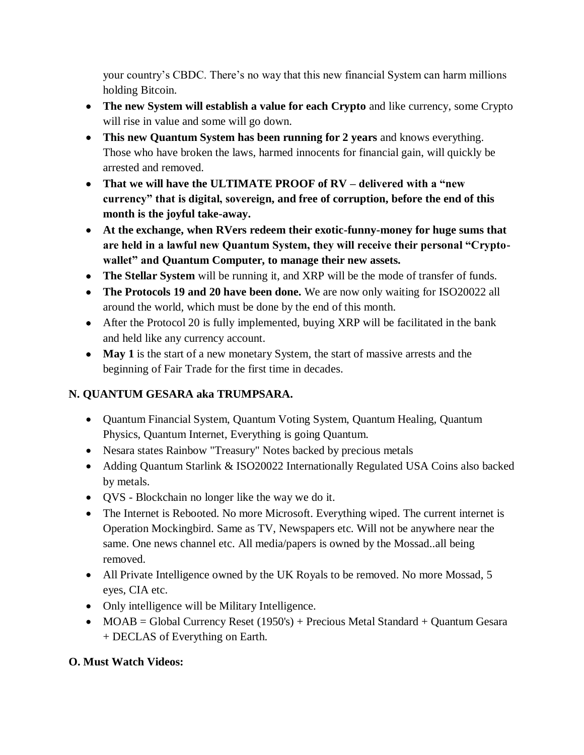your country's CBDC. There's no way that this new financial System can harm millions holding Bitcoin.

- **The new System will establish a value for each Crypto** and like currency, some Crypto will rise in value and some will go down.
- **This new Quantum System has been running for 2 years** and knows everything. Those who have broken the laws, harmed innocents for financial gain, will quickly be arrested and removed.
- **That we will have the ULTIMATE PROOF of RV – delivered with a "new currency" that is digital, sovereign, and free of corruption, before the end of this month is the joyful take-away.**
- **At the exchange, when RVers redeem their exotic-funny-money for huge sums that are held in a lawful new Quantum System, they will receive their personal "Crypto-wallet" and Quantum Computer, to manage their new assets.**
- **The Stellar System** will be running it, and XRP will be the mode of transfer of funds.
- **The Protocols 19 and 20 have been done.** We are now only waiting for ISO20022 all around the world, which must be done by the end of this month.
- After the Protocol 20 is fully implemented, buying XRP will be facilitated in the bank and held like any currency account.
- **May 1** is the start of a new monetary System, the start of massive arrests and the beginning of Fair Trade for the first time in decades.

## N. QUANTUM GESARA aka TRUMPSARA.

- Quantum Financial System, Quantum Voting System, Quantum Healing, Quantum Physics, Quantum Internet, Everything is going Quantum.
- Nesara states Rainbow "Treasury" Notes backed by precious metals
- Adding Quantum Starlink & ISO20022 Internationally Regulated USA Coins also backed by metals.
- QVS - Blockchain no longer like the way we do it.
- The Internet is Rebooted. No more Microsoft. Everything wiped. The current internet is Operation Mockingbird. Same as TV, Newspapers etc. Will not be anywhere near the same. One news channel etc. All media/papers is owned by the Mossad..all being removed.
- All Private Intelligence owned by the UK Royals to be removed. No more Mossad, 5 eyes, CIA etc.
- Only intelligence will be Military Intelligence.
- MOAB = Global Currency Reset (1950's) + Precious Metal Standard + Quantum Gesara + DECLAS of Everything on Earth.

## O. Must Watch Videos: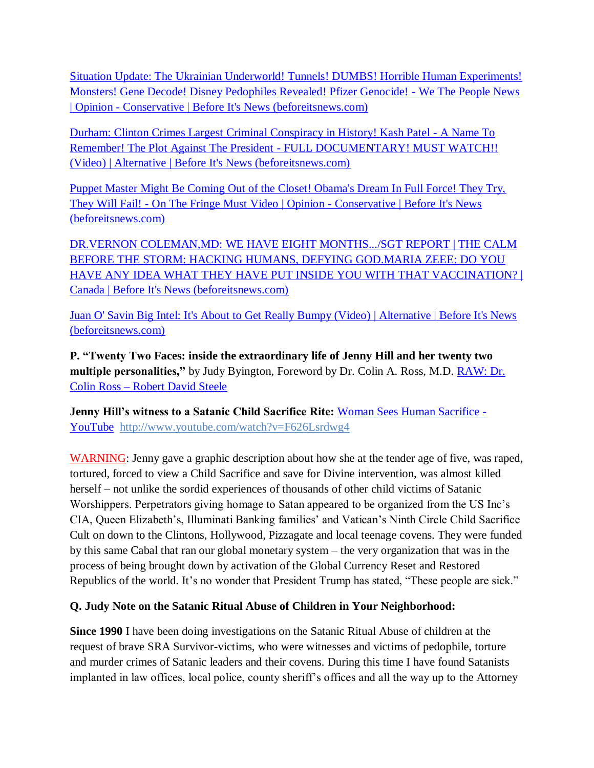[Situation Update: The Ukrainian Underworld! Tunnels! DUMBS! Horrible Human Experiments! Monsters! Gene Decode! Disney Pedophiles Revealed! Pfizer Genocide! - We The People News | Opinion - Conservative | Before It's News (beforeitsnews.com)]

[Durham: Clinton Crimes Largest Criminal Conspiracy in History! Kash Patel - A Name To Remember! The Plot Against The President - FULL DOCUMENTARY! MUST WATCH!! (Video) | Alternative | Before It's News (beforeitsnews.com)]

[Puppet Master Might Be Coming Out of the Closet! Obama's Dream In Full Force! They Try, They Will Fail! - On The Fringe Must Video | Opinion - Conservative | Before It's News (beforeitsnews.com)]

[DR.VERNON COLEMAN,MD: WE HAVE EIGHT MONTHS.../SGT REPORT | THE CALM BEFORE THE STORM: HACKING HUMANS, DEFYING GOD.MARIA ZEEE: DO YOU HAVE ANY IDEA WHAT THEY HAVE PUT INSIDE YOU WITH THAT VACCINATION? | Canada | Before It's News (beforeitsnews.com)]

[Juan O' Savin Big Intel: It's About to Get Really Bumpy (Video) | Alternative | Before It's News (beforeitsnews.com)]

**P. "Twenty Two Faces: inside the extraordinary life of Jenny Hill and her twenty two multiple personalities,"** by Judy Byington, Foreword by Dr. Colin A. Ross, M.D. [RAW: Dr. Colin Ross – Robert David Steele]

**Jenny Hill's witness to a Satanic Child Sacrifice Rite:** [Woman Sees Human Sacrifice - YouTube] http://www.youtube.com/watch?v=F626Lsrdwg4

WARNING: Jenny gave a graphic description about how she at the tender age of five, was raped, tortured, forced to view a Child Sacrifice and save for Divine intervention, was almost killed herself – not unlike the sordid experiences of thousands of other child victims of Satanic Worshippers. Perpetrators giving homage to Satan appeared to be organized from the US Inc's CIA, Queen Elizabeth's, Illuminati Banking families' and Vatican's Ninth Circle Child Sacrifice Cult on down to the Clintons, Hollywood, Pizzagate and local teenage covens. They were funded by this same Cabal that ran our global monetary system – the very organization that was in the process of being brought down by activation of the Global Currency Reset and Restored Republics of the world. It's no wonder that President Trump has stated, "These people are sick."

**Q. Judy Note on the Satanic Ritual Abuse of Children in Your Neighborhood:**

**Since 1990** I have been doing investigations on the Satanic Ritual Abuse of children at the request of brave SRA Survivor-victims, who were witnesses and victims of pedophile, torture and murder crimes of Satanic leaders and their covens. During this time I have found Satanists implanted in law offices, local police, county sheriff's offices and all the way up to the Attorney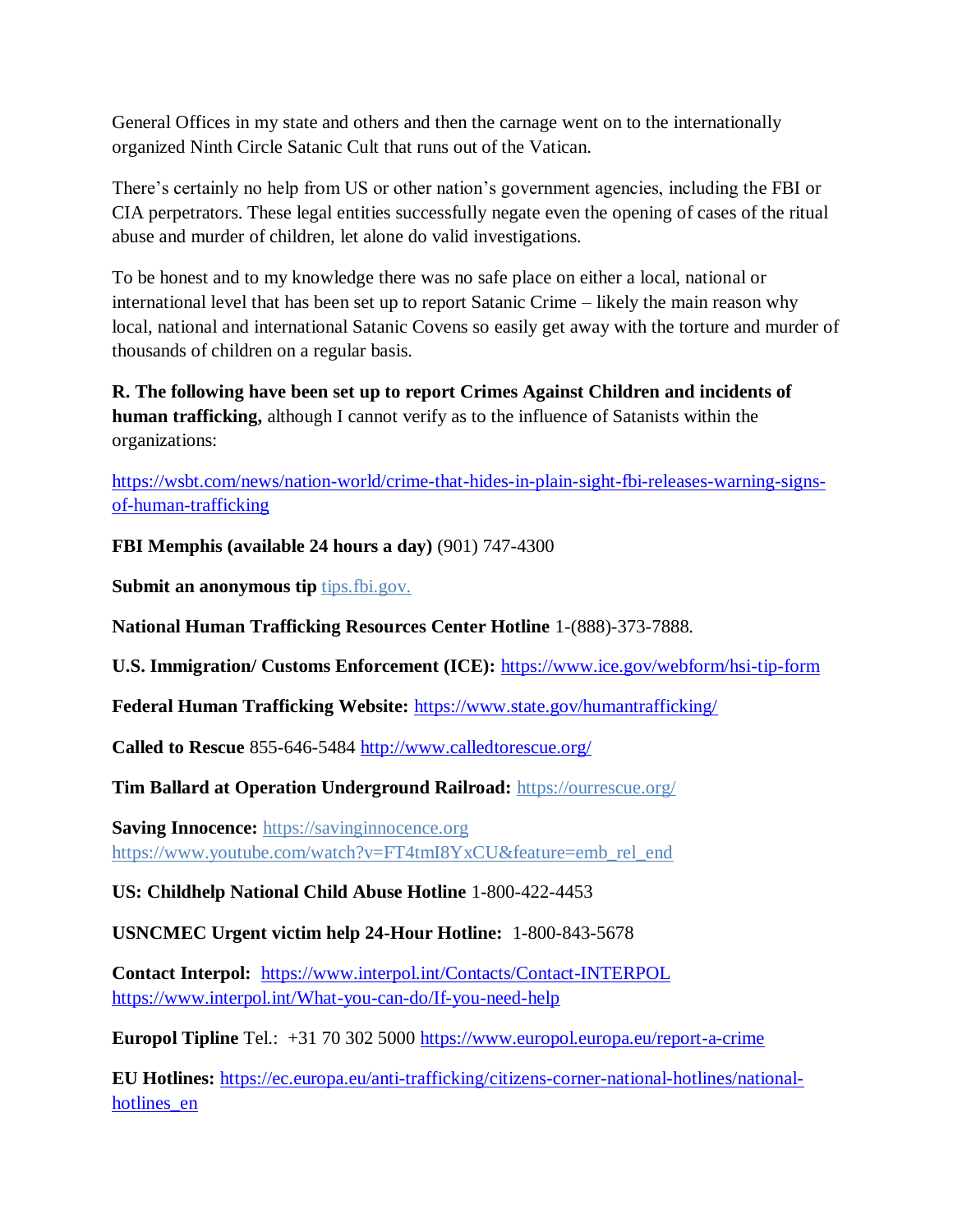General Offices in my state and others and then the carnage went on to the internationally organized Ninth Circle Satanic Cult that runs out of the Vatican.

There's certainly no help from US or other nation's government agencies, including the FBI or CIA perpetrators. These legal entities successfully negate even the opening of cases of the ritual abuse and murder of children, let alone do valid investigations.

To be honest and to my knowledge there was no safe place on either a local, national or international level that has been set up to report Satanic Crime – likely the main reason why local, national and international Satanic Covens so easily get away with the torture and murder of thousands of children on a regular basis.

**R. The following have been set up to report Crimes Against Children and incidents of human trafficking,** although I cannot verify as to the influence of Satanists within the organizations:

https://wsbt.com/news/nation-world/crime-that-hides-in-plain-sight-fbi-releases-warning-signs-of-human-trafficking

**FBI Memphis (available 24 hours a day)** (901) 747-4300

**Submit an anonymous tip** tips.fbi.gov.

**National Human Trafficking Resources Center Hotline** 1-(888)-373-7888.

**U.S. Immigration/ Customs Enforcement (ICE):** https://www.ice.gov/webform/hsi-tip-form

**Federal Human Trafficking Website:** https://www.state.gov/humantrafficking/

**Called to Rescue** 855-646-5484 http://www.calledtorescue.org/

**Tim Ballard at Operation Underground Railroad:** https://ourrescue.org/

**Saving Innocence:** https://savinginnocence.org
https://www.youtube.com/watch?v=FT4tmI8YxCU&feature=emb_rel_end

**US: Childhelp National Child Abuse Hotline** 1-800-422-4453

**USNCMEC Urgent victim help 24-Hour Hotline:** 1-800-843-5678

**Contact Interpol:** https://www.interpol.int/Contacts/Contact-INTERPOL
https://www.interpol.int/What-you-can-do/If-you-need-help

**Europol Tipline** Tel.: +31 70 302 5000 https://www.europol.europa.eu/report-a-crime

**EU Hotlines:** https://ec.europa.eu/anti-trafficking/citizens-corner-national-hotlines/national-hotlines_en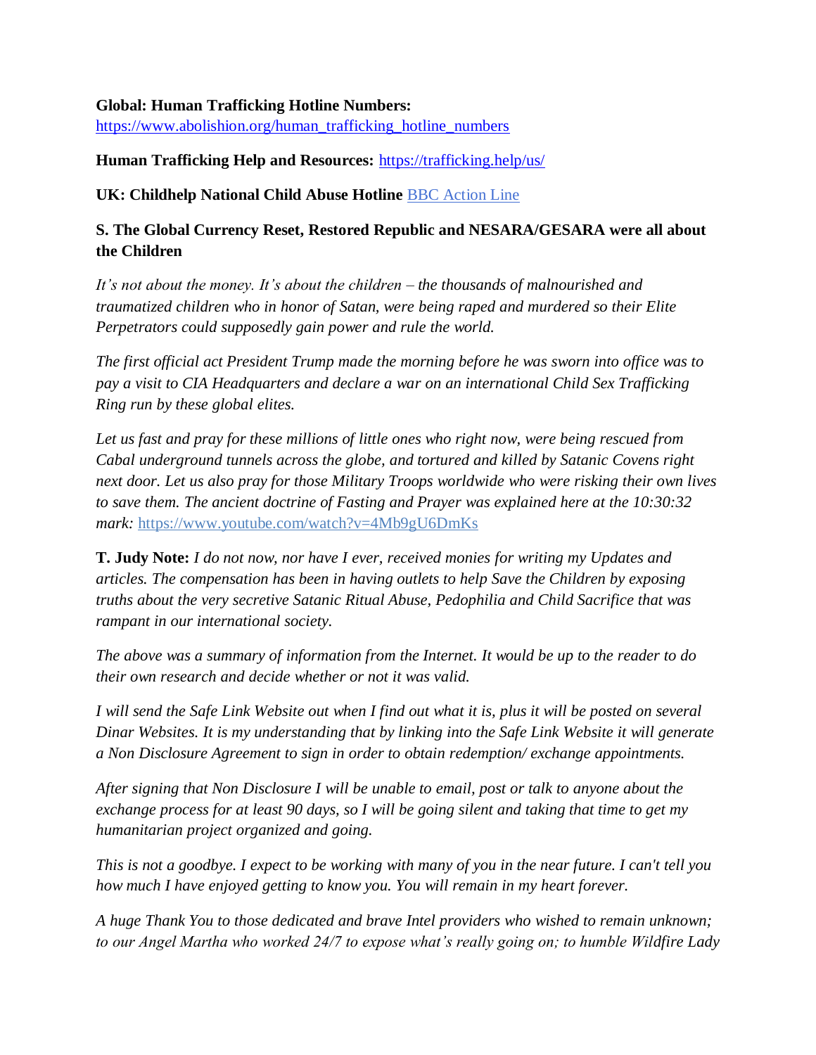**Global: Human Trafficking Hotline Numbers:** [https://www.abolishion.org/human_trafficking_hotline_numbers](https://www.abolishion.org/human_trafficking_hotline_numbers)

**Human Trafficking Help and Resources:** [https://trafficking.help/us/](https://trafficking.help/us/)

**UK: Childhelp National Child Abuse Hotline** BBC Action Line

**S. The Global Currency Reset, Restored Republic and NESARA/GESARA were all about the Children**

*It's not about the money. It's about the children – the thousands of malnourished and traumatized children who in honor of Satan, were being raped and murdered so their Elite Perpetrators could supposedly gain power and rule the world.*

*The first official act President Trump made the morning before he was sworn into office was to pay a visit to CIA Headquarters and declare a war on an international Child Sex Trafficking Ring run by these global elites.*

*Let us fast and pray for these millions of little ones who right now, were being rescued from Cabal underground tunnels across the globe, and tortured and killed by Satanic Covens right next door. Let us also pray for those Military Troops worldwide who were risking their own lives to save them. The ancient doctrine of Fasting and Prayer was explained here at the 10:30:32 mark:* [https://www.youtube.com/watch?v=4Mb9gU6DmKs](https://www.youtube.com/watch?v=4Mb9gU6DmKs)

**T. Judy Note:** *I do not now, nor have I ever, received monies for writing my Updates and articles. The compensation has been in having outlets to help Save the Children by exposing truths about the very secretive Satanic Ritual Abuse, Pedophilia and Child Sacrifice that was rampant in our international society.*

*The above was a summary of information from the Internet. It would be up to the reader to do their own research and decide whether or not it was valid.*

*I will send the Safe Link Website out when I find out what it is, plus it will be posted on several Dinar Websites. It is my understanding that by linking into the Safe Link Website it will generate a Non Disclosure Agreement to sign in order to obtain redemption/ exchange appointments.*

*After signing that Non Disclosure I will be unable to email, post or talk to anyone about the exchange process for at least 90 days, so I will be going silent and taking that time to get my humanitarian project organized and going.*

*This is not a goodbye. I expect to be working with many of you in the near future. I can't tell you how much I have enjoyed getting to know you. You will remain in my heart forever.*

*A huge Thank You to those dedicated and brave Intel providers who wished to remain unknown; to our Angel Martha who worked 24/7 to expose what's really going on; to humble Wildfire Lady*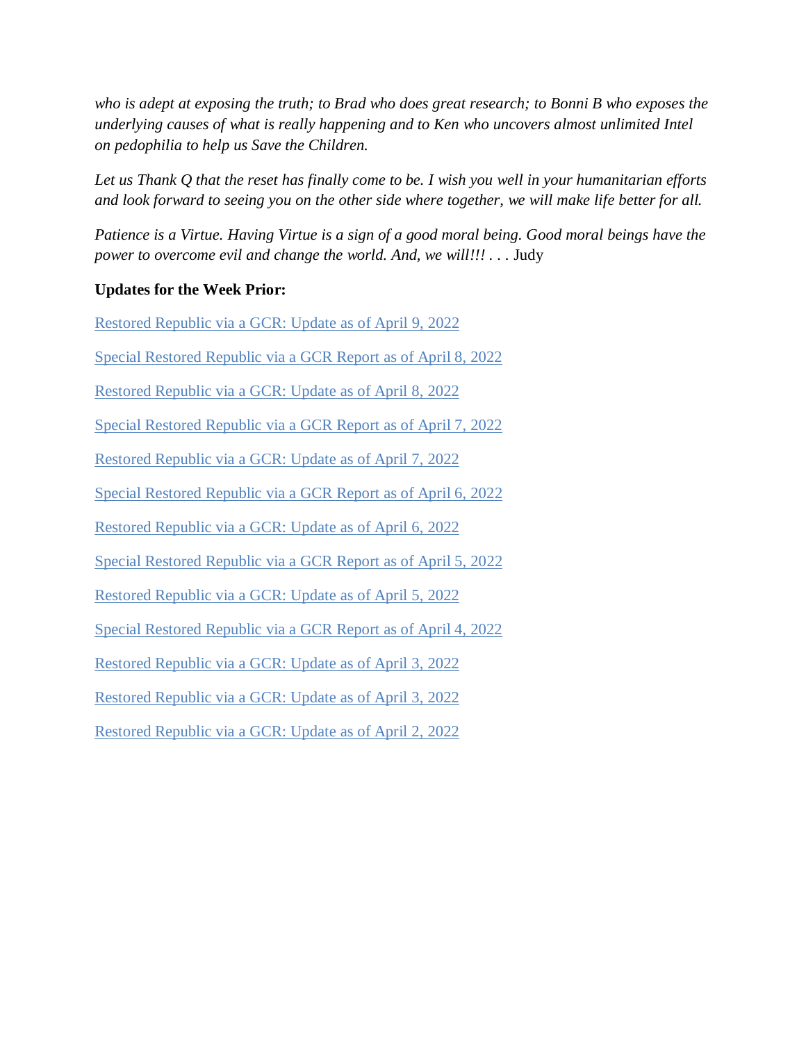*who is adept at exposing the truth; to Brad who does great research; to Bonni B who exposes the underlying causes of what is really happening and to Ken who uncovers almost unlimited Intel on pedophilia to help us Save the Children.*

*Let us Thank Q that the reset has finally come to be. I wish you well in your humanitarian efforts and look forward to seeing you on the other side where together, we will make life better for all.*

*Patience is a Virtue. Having Virtue is a sign of a good moral being. Good moral beings have the power to overcome evil and change the world. And, we will!!!* . . . Judy

**Updates for the Week Prior:**

Restored Republic via a GCR: Update as of April 9, 2022

Special Restored Republic via a GCR Report as of April 8, 2022

Restored Republic via a GCR: Update as of April 8, 2022

Special Restored Republic via a GCR Report as of April 7, 2022

Restored Republic via a GCR: Update as of April 7, 2022

Special Restored Republic via a GCR Report as of April 6, 2022

Restored Republic via a GCR: Update as of April 6, 2022

Special Restored Republic via a GCR Report as of April 5, 2022

Restored Republic via a GCR: Update as of April 5, 2022

Special Restored Republic via a GCR Report as of April 4, 2022

Restored Republic via a GCR: Update as of April 3, 2022

Restored Republic via a GCR: Update as of April 3, 2022

Restored Republic via a GCR: Update as of April 2, 2022